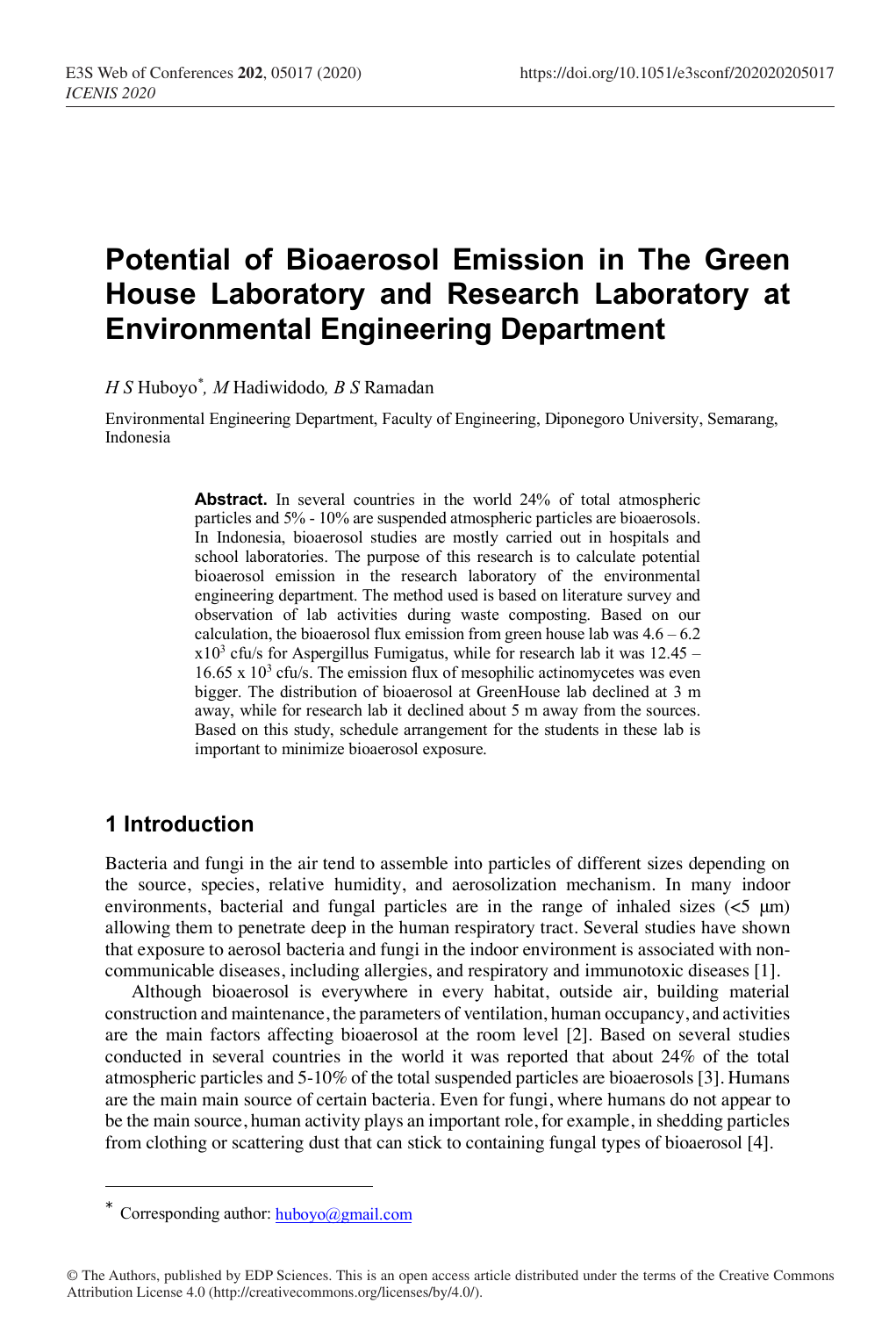# Potential of Bioaerosol Emission in The Green House Laboratory and Research Laboratory at Environmental Engineering Department

*H S* Huboyo*, *M* Hadiwidodo, *B S* Ramadan

Environmental Engineering Department, Faculty of Engineering, Diponegoro University, Semarang, Indonesia

**Abstract.** In several countries in the world 24% of total atmospheric particles and 5% - 10% are suspended atmospheric particles are bioaerosols. In Indonesia, bioaerosol studies are mostly carried out in hospitals and school laboratories. The purpose of this research is to calculate potential bioaerosol emission in the research laboratory of the environmental engineering department. The method used is based on literature survey and observation of lab activities during waste composting. Based on our calculation, the bioaerosol flux emission from green house lab was 4.6 – 6.2 x$10^3$ cfu/s for Aspergillus Fumigatus, while for research lab it was 12.45 – 16.65 x $10^3$ cfu/s. The emission flux of mesophilic actinomycetes was even bigger. The distribution of bioaerosol at GreenHouse lab declined at 3 m away, while for research lab it declined about 5 m away from the sources. Based on this study, schedule arrangement for the students in these lab is important to minimize bioaerosol exposure.

## 1 Introduction

Bacteria and fungi in the air tend to assemble into particles of different sizes depending on the source, species, relative humidity, and aerosolization mechanism. In many indoor environments, bacterial and fungal particles are in the range of inhaled sizes (<5 μm) allowing them to penetrate deep in the human respiratory tract. Several studies have shown that exposure to aerosol bacteria and fungi in the indoor environment is associated with non-communicable diseases, including allergies, and respiratory and immunotoxic diseases [1].

Although bioaerosol is everywhere in every habitat, outside air, building material construction and maintenance, the parameters of ventilation, human occupancy, and activities are the main factors affecting bioaerosol at the room level [2]. Based on several studies conducted in several countries in the world it was reported that about 24% of the total atmospheric particles and 5-10% of the total suspended particles are bioaerosols [3]. Humans are the main main source of certain bacteria. Even for fungi, where humans do not appear to be the main source, human activity plays an important role, for example, in shedding particles from clothing or scattering dust that can stick to containing fungal types of bioaerosol [4].

* Corresponding author: huboyo@gmail.com

© The Authors, published by EDP Sciences. This is an open access article distributed under the terms of the Creative Commons Attribution License 4.0 (http://creativecommons.org/licenses/by/4.0/).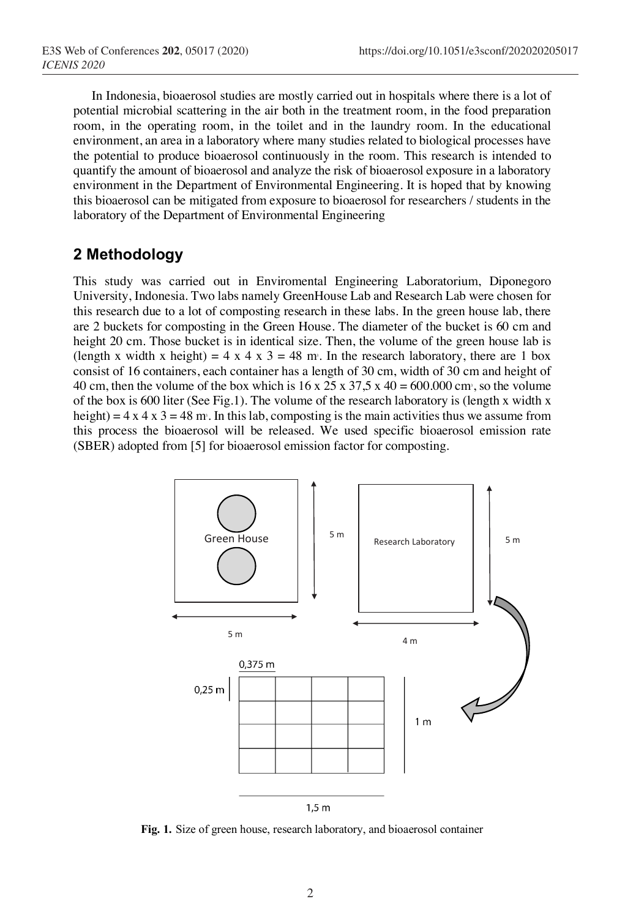In Indonesia, bioaerosol studies are mostly carried out in hospitals where there is a lot of potential microbial scattering in the air both in the treatment room, in the food preparation room, in the operating room, in the toilet and in the laundry room. In the educational environment, an area in a laboratory where many studies related to biological processes have the potential to produce bioaerosol continuously in the room. This research is intended to quantify the amount of bioaerosol and analyze the risk of bioaerosol exposure in a laboratory environment in the Department of Environmental Engineering. It is hoped that by knowing this bioaerosol can be mitigated from exposure to bioaerosol for researchers / students in the laboratory of the Department of Environmental Engineering

## 2 Methodology

This study was carried out in Enviromental Engineering Laboratorium, Diponegoro University, Indonesia. Two labs namely GreenHouse Lab and Research Lab were chosen for this research due to a lot of composting research in these labs. In the green house lab, there are 2 buckets for composting in the Green House. The diameter of the bucket is 60 cm and height 20 cm. Those bucket is in identical size. Then, the volume of the green house lab is (length x width x height) = 4 x 4 x 3 = 48 $m^3$. In the research laboratory, there are 1 box consist of 16 containers, each container has a length of 30 cm, width of 30 cm and height of 40 cm, then the volume of the box which is 16 x 25 x 37,5 x 40 = 600.000 $cm^3$, so the volume of the box is 600 liter (See Fig.1). The volume of the research laboratory is (length x width x height) = 4 x 4 x 3 = 48 $m^3$. In this lab, composting is the main activities thus we assume from this process the bioaerosol will be released. We used specific bioaerosol emission rate (SBER) adopted from [5] for bioaerosol emission factor for composting.

Green House | 5 m | 5 m | Research Laboratory | 5 m | 4 m | 0,375 m | 0,25 m | 1 m | 1,5 m

**Fig. 1.** Size of green house, research laboratory, and bioaerosol container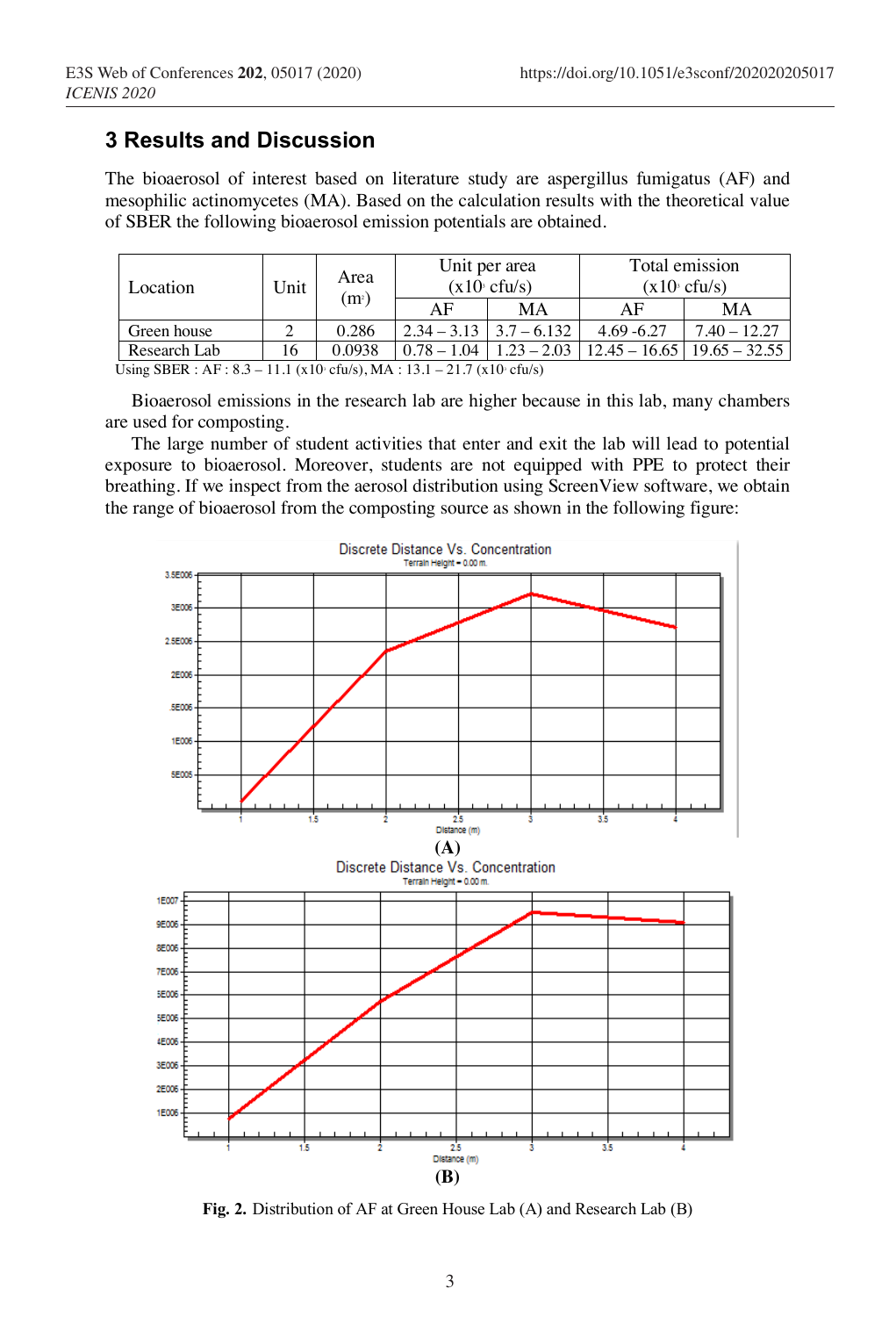## 3 Results and Discussion

The bioaerosol of interest based on literature study are aspergillus fumigatus (AF) and mesophilic actinomycetes (MA). Based on the calculation results with the theoretical value of SBER the following bioaerosol emission potentials are obtained.

| Location | Unit | Area ($m^2$) | Unit per area ($x10^3$ cfu/s) | | Total emission ($x10^3$ cfu/s) | |
|---|---|---|---|---|---|---|
| | | | AF | MA | AF | MA |
| Green house | 2 | 0.286 | 2.34 – 3.13 | 3.7 – 6.132 | 4.69 -6.27 | 7.40 – 12.27 |
| Research Lab | 16 | 0.0938 | 0.78 – 1.04 | 1.23 – 2.03 | 12.45 – 16.65 | 19.65 – 32.55 |

Using SBER : AF : 8.3 – 11.1 ($x10^3$ cfu/s), MA : 13.1 – 21.7 ($x10^3$ cfu/s)

Bioaerosol emissions in the research lab are higher because in this lab, many chambers are used for composting.

The large number of student activities that enter and exit the lab will lead to potential exposure to bioaerosol. Moreover, students are not equipped with PPE to protect their breathing. If we inspect from the aerosol distribution using ScreenView software, we obtain the range of bioaerosol from the composting source as shown in the following figure:

**Fig. 2.** Distribution of AF at Green House Lab (A) and Research Lab (B)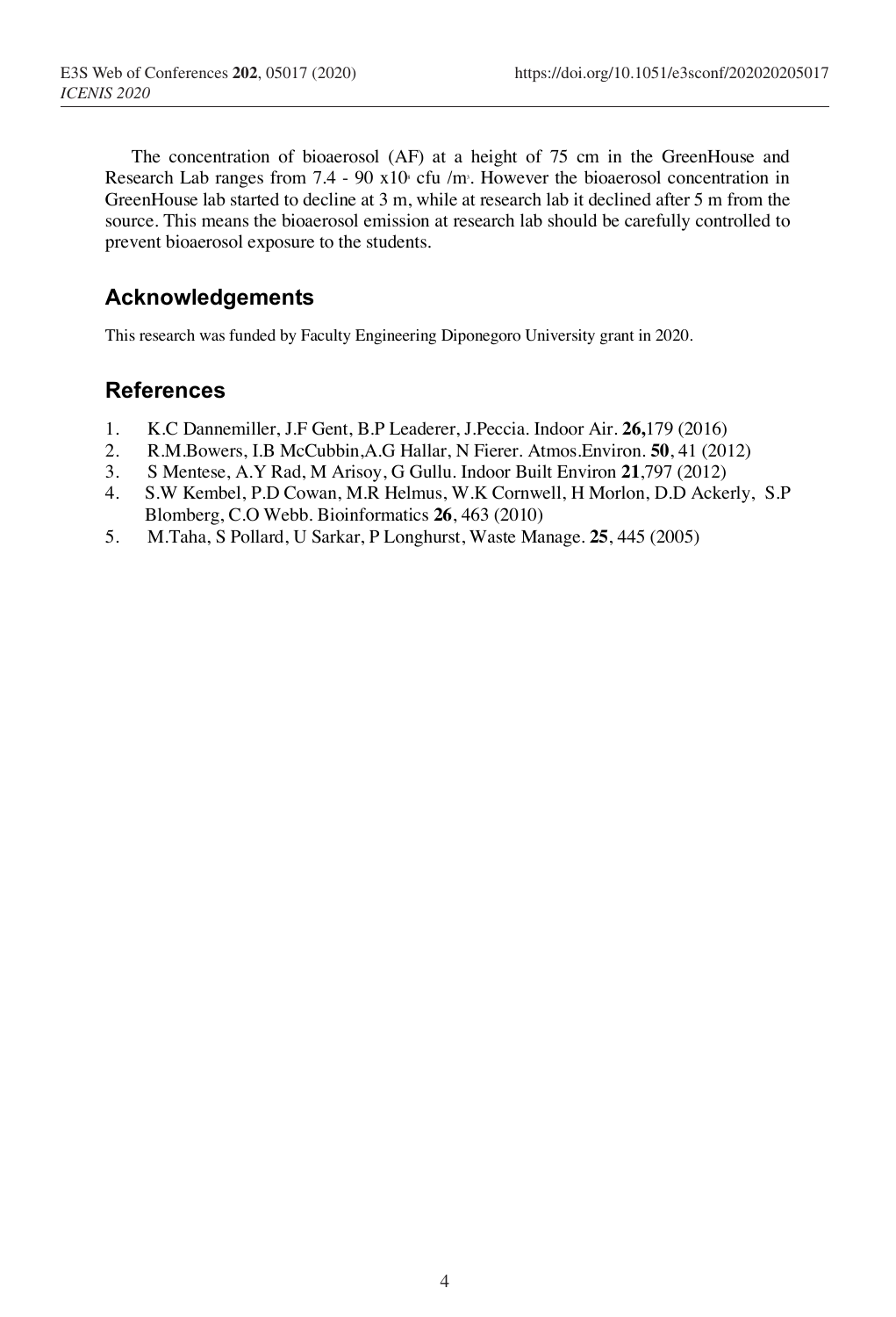The concentration of bioaerosol (AF) at a height of 75 cm in the GreenHouse and Research Lab ranges from 7.4 - 90 x$10^{8}$ cfu /$m^{3}$. However the bioaerosol concentration in GreenHouse lab started to decline at 3 m, while at research lab it declined after 5 m from the source. This means the bioaerosol emission at research lab should be carefully controlled to prevent bioaerosol exposure to the students.

## Acknowledgements

This research was funded by Faculty Engineering Diponegoro University grant in 2020.

## References

1. K.C Dannemiller, J.F Gent, B.P Leaderer, J.Peccia. Indoor Air. **26,**179 (2016)
2. R.M.Bowers, I.B McCubbin,A.G Hallar, N Fierer. Atmos.Environ. **50**, 41 (2012)
3. S Mentese, A.Y Rad, M Arisoy, G Gullu. Indoor Built Environ **21**,797 (2012)
4. S.W Kembel, P.D Cowan, M.R Helmus, W.K Cornwell, H Morlon, D.D Ackerly, S.P Blomberg, C.O Webb. Bioinformatics **26**, 463 (2010)
5. M.Taha, S Pollard, U Sarkar, P Longhurst, Waste Manage. **25**, 445 (2005)